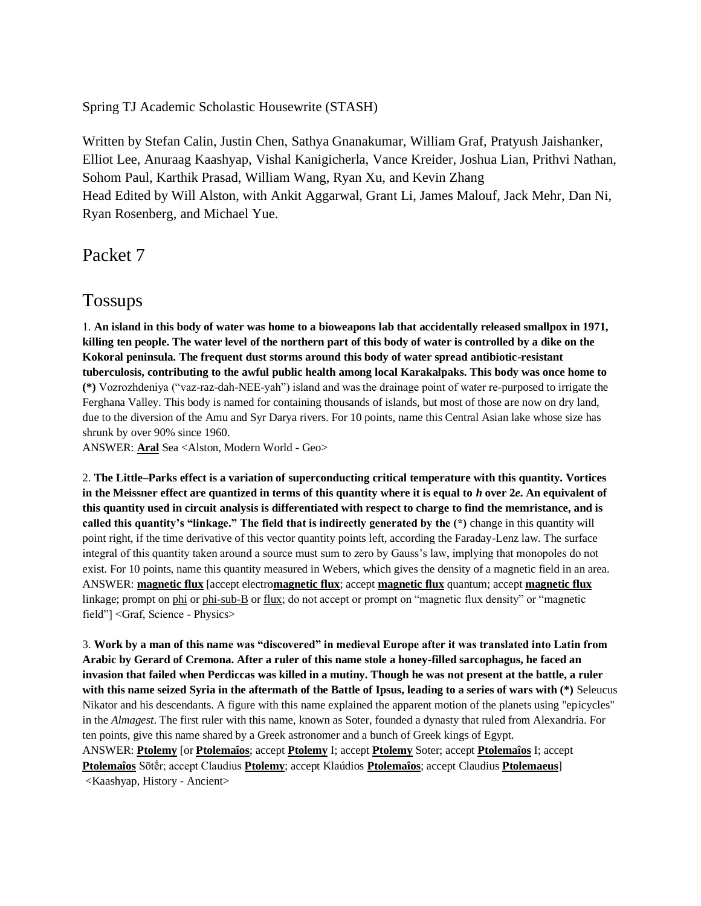Spring TJ Academic Scholastic Housewrite (STASH)

Written by Stefan Calin, Justin Chen, Sathya Gnanakumar, William Graf, Pratyush Jaishanker, Elliot Lee, Anuraag Kaashyap, Vishal Kanigicherla, Vance Kreider, Joshua Lian, Prithvi Nathan, Sohom Paul, Karthik Prasad, William Wang, Ryan Xu, and Kevin Zhang
Head Edited by Will Alston, with Ankit Aggarwal, Grant Li, James Malouf, Jack Mehr, Dan Ni, Ryan Rosenberg, and Michael Yue.

# Packet 7

## Tossups

1. **An island in this body of water was home to a bioweapons lab that accidentally released smallpox in 1971, killing ten people. The water level of the northern part of this body of water is controlled by a dike on the Kokoral peninsula. The frequent dust storms around this body of water spread antibiotic-resistant tuberculosis, contributing to the awful public health among local Karakalpaks. This body was once home to (*)** Vozrozhdeniya ("vaz-raz-dah-NEE-yah") island and was the drainage point of water re-purposed to irrigate the Ferghana Valley. This body is named for containing thousands of islands, but most of those are now on dry land, due to the diversion of the Amu and Syr Darya rivers. For 10 points, name this Central Asian lake whose size has shrunk by over 90% since 1960.
ANSWER: **Aral** Sea <Alston, Modern World - Geo>

2. **The Little–Parks effect is a variation of superconducting critical temperature with this quantity. Vortices in the Meissner effect are quantized in terms of this quantity where it is equal to *h* over 2*e*. An equivalent of this quantity used in circuit analysis is differentiated with respect to charge to find the memristance, and is called this quantity's "linkage." The field that is indirectly generated by the (*)** change in this quantity will point right, if the time derivative of this vector quantity points left, according the Faraday-Lenz law. The surface integral of this quantity taken around a source must sum to zero by Gauss's law, implying that monopoles do not exist. For 10 points, name this quantity measured in Webers, which gives the density of a magnetic field in an area.
ANSWER: **magnetic flux** [accept electro**magnetic flux**; accept **magnetic flux** quantum; accept **magnetic flux** linkage; prompt on phi or phi-sub-B or flux; do not accept or prompt on "magnetic flux density" or "magnetic field"] <Graf, Science - Physics>

3. **Work by a man of this name was "discovered" in medieval Europe after it was translated into Latin from Arabic by Gerard of Cremona. After a ruler of this name stole a honey-filled sarcophagus, he faced an invasion that failed when Perdiccas was killed in a mutiny. Though he was not present at the battle, a ruler with this name seized Syria in the aftermath of the Battle of Ipsus, leading to a series of wars with (*)** Seleucus Nikator and his descendants. A figure with this name explained the apparent motion of the planets using "epicycles" in the *Almagest*. The first ruler with this name, known as Soter, founded a dynasty that ruled from Alexandria. For ten points, give this name shared by a Greek astronomer and a bunch of Greek kings of Egypt.
ANSWER: **Ptolemy** [or **Ptolemaîos**; accept **Ptolemy** I; accept **Ptolemy** Soter; accept **Ptolemaîos** I; accept **Ptolemaîos** Sōtḗr; accept Claudius **Ptolemy**; accept Klaúdios **Ptolemaîos**; accept Claudius **Ptolemaeus**] <Kaashyap, History - Ancient>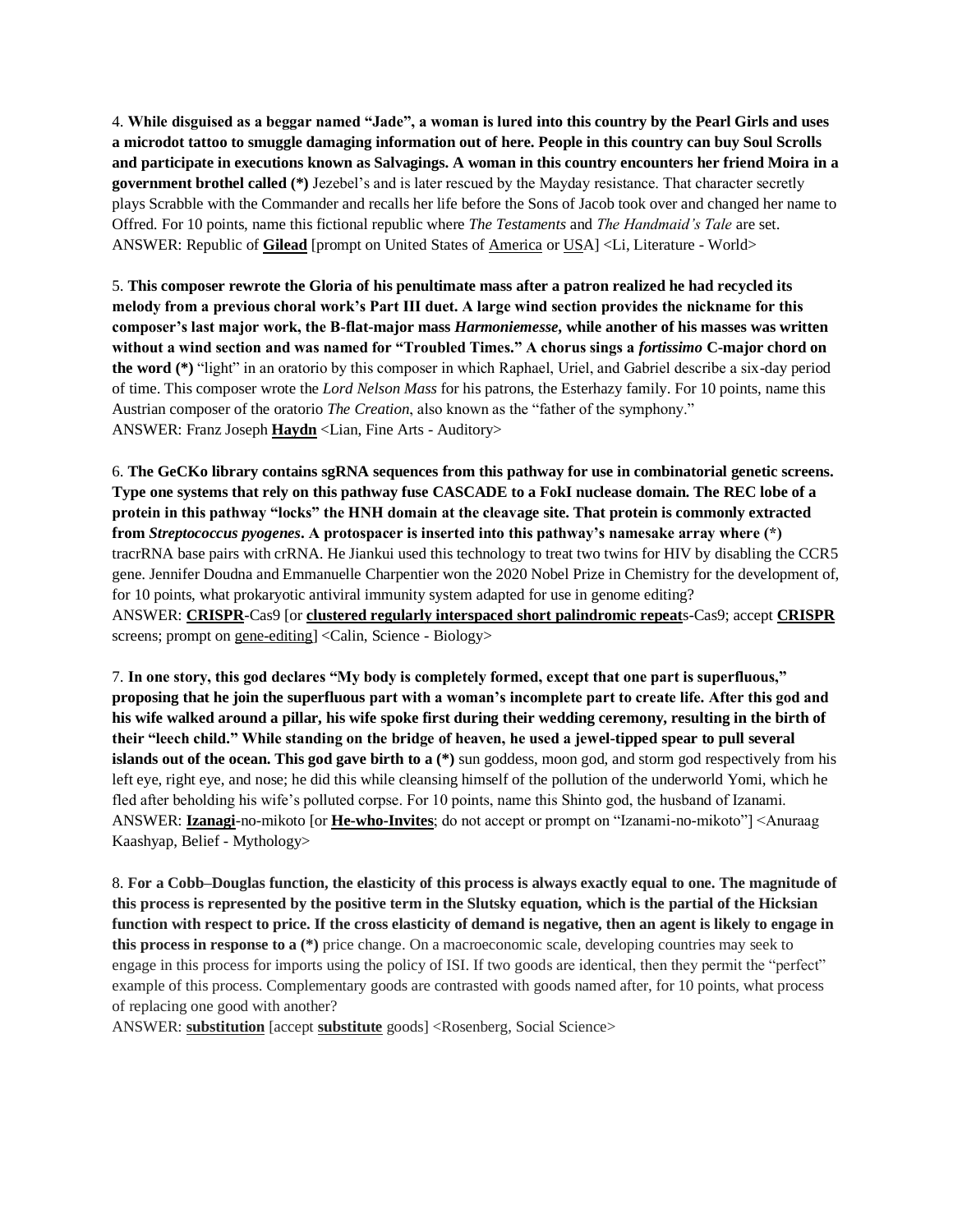4. **While disguised as a beggar named "Jade", a woman is lured into this country by the Pearl Girls and uses a microdot tattoo to smuggle damaging information out of here. People in this country can buy Soul Scrolls and participate in executions known as Salvagings. A woman in this country encounters her friend Moira in a government brothel called (*)** Jezebel's and is later rescued by the Mayday resistance. That character secretly plays Scrabble with the Commander and recalls her life before the Sons of Jacob took over and changed her name to Offred. For 10 points, name this fictional republic where *The Testaments* and *The Handmaid's Tale* are set.
ANSWER: Republic of **Gilead** [prompt on United States of America or USA] <Li, Literature - World>

5. **This composer rewrote the Gloria of his penultimate mass after a patron realized he had recycled its melody from a previous choral work's Part III duet. A large wind section provides the nickname for this composer's last major work, the B-flat-major mass *Harmoniemesse*, while another of his masses was written without a wind section and was named for "Troubled Times." A chorus sings a *fortissimo* C-major chord on the word (*)** "light" in an oratorio by this composer in which Raphael, Uriel, and Gabriel describe a six-day period of time. This composer wrote the *Lord Nelson Mass* for his patrons, the Esterhazy family. For 10 points, name this Austrian composer of the oratorio *The Creation*, also known as the "father of the symphony."
ANSWER: Franz Joseph **Haydn** <Lian, Fine Arts - Auditory>

6. **The GeCKo library contains sgRNA sequences from this pathway for use in combinatorial genetic screens. Type one systems that rely on this pathway fuse CASCADE to a FokI nuclease domain. The REC lobe of a protein in this pathway "locks" the HNH domain at the cleavage site. That protein is commonly extracted from *Streptococcus pyogenes*. A protospacer is inserted into this pathway's namesake array where (*)** tracrRNA base pairs with crRNA. He Jiankui used this technology to treat two twins for HIV by disabling the CCR5 gene. Jennifer Doudna and Emmanuelle Charpentier won the 2020 Nobel Prize in Chemistry for the development of, for 10 points, what prokaryotic antiviral immunity system adapted for use in genome editing?
ANSWER: **CRISPR**-Cas9 [or **clustered regularly interspaced short palindromic repeat**s-Cas9; accept **CRISPR** screens; prompt on gene-editing] <Calin, Science - Biology>

7. **In one story, this god declares "My body is completely formed, except that one part is superfluous," proposing that he join the superfluous part with a woman's incomplete part to create life. After this god and his wife walked around a pillar, his wife spoke first during their wedding ceremony, resulting in the birth of their "leech child." While standing on the bridge of heaven, he used a jewel-tipped spear to pull several islands out of the ocean. This god gave birth to a (*)** sun goddess, moon god, and storm god respectively from his left eye, right eye, and nose; he did this while cleansing himself of the pollution of the underworld Yomi, which he fled after beholding his wife's polluted corpse. For 10 points, name this Shinto god, the husband of Izanami.
ANSWER: **Izanagi**-no-mikoto [or **He-who-Invites**; do not accept or prompt on "Izanami-no-mikoto"] <Anuraag Kaashyap, Belief - Mythology>

8. **For a Cobb–Douglas function, the elasticity of this process is always exactly equal to one. The magnitude of this process is represented by the positive term in the Slutsky equation, which is the partial of the Hicksian function with respect to price. If the cross elasticity of demand is negative, then an agent is likely to engage in this process in response to a (*)** price change. On a macroeconomic scale, developing countries may seek to engage in this process for imports using the policy of ISI. If two goods are identical, then they permit the "perfect" example of this process. Complementary goods are contrasted with goods named after, for 10 points, what process of replacing one good with another?
ANSWER: **substitution** [accept **substitute** goods] <Rosenberg, Social Science>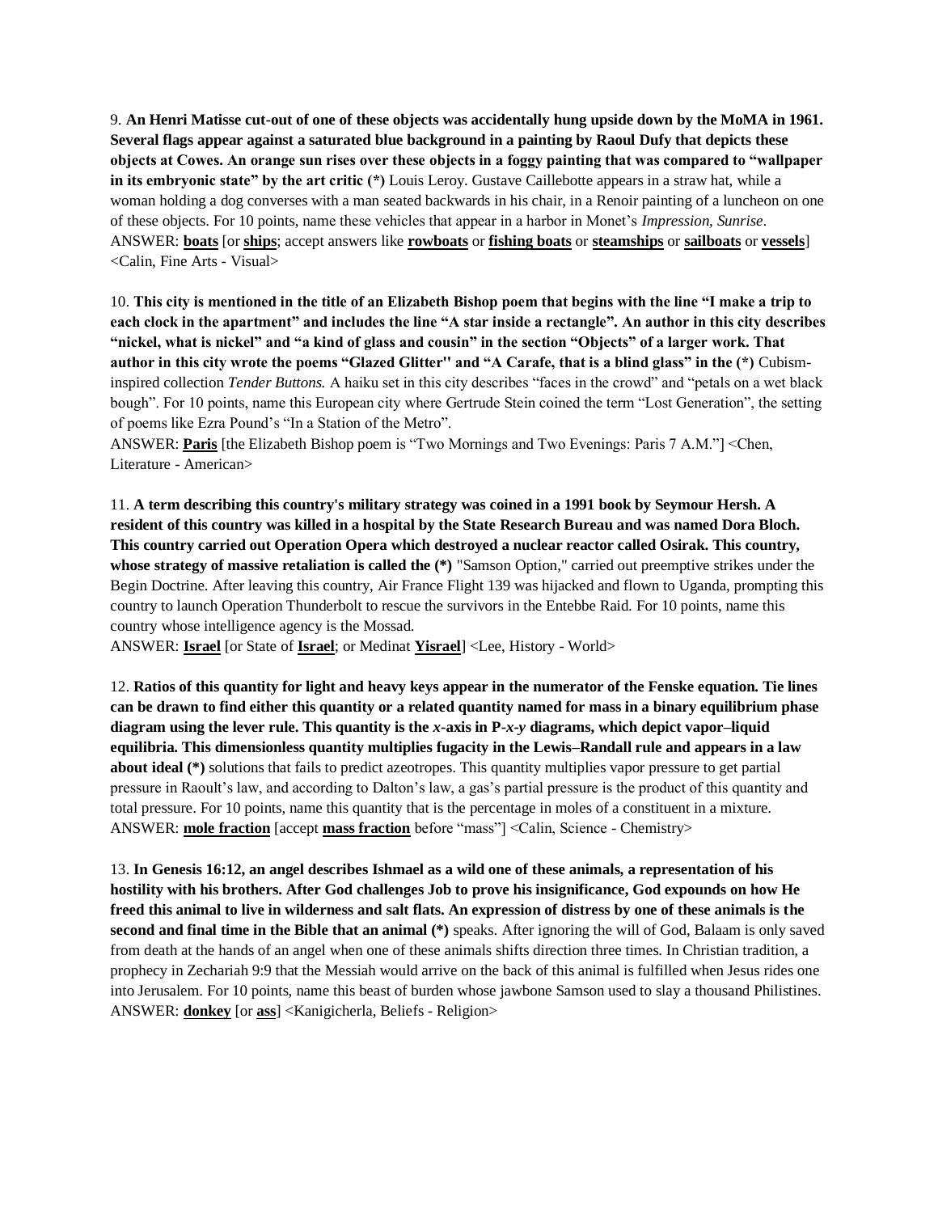9. **An Henri Matisse cut-out of one of these objects was accidentally hung upside down by the MoMA in 1961. Several flags appear against a saturated blue background in a painting by Raoul Dufy that depicts these objects at Cowes. An orange sun rises over these objects in a foggy painting that was compared to "wallpaper in its embryonic state" by the art critic (*)** Louis Leroy. Gustave Caillebotte appears in a straw hat, while a woman holding a dog converses with a man seated backwards in his chair, in a Renoir painting of a luncheon on one of these objects. For 10 points, name these vehicles that appear in a harbor in Monet's *Impression, Sunrise*.
ANSWER: **boats** [or **ships**; accept answers like **rowboats** or **fishing boats** or **steamships** or **sailboats** or **vessels**] <Calin, Fine Arts - Visual>

10. **This city is mentioned in the title of an Elizabeth Bishop poem that begins with the line "I make a trip to each clock in the apartment" and includes the line "A star inside a rectangle". An author in this city describes "nickel, what is nickel" and "a kind of glass and cousin" in the section "Objects" of a larger work. That author in this city wrote the poems "Glazed Glitter'' and "A Carafe, that is a blind glass" in the (*)** Cubism-inspired collection *Tender Buttons.* A haiku set in this city describes "faces in the crowd" and "petals on a wet black bough". For 10 points, name this European city where Gertrude Stein coined the term "Lost Generation", the setting of poems like Ezra Pound's "In a Station of the Metro".
ANSWER: **Paris** [the Elizabeth Bishop poem is "Two Mornings and Two Evenings: Paris 7 A.M."] <Chen, Literature - American>

11. **A term describing this country's military strategy was coined in a 1991 book by Seymour Hersh. A resident of this country was killed in a hospital by the State Research Bureau and was named Dora Bloch. This country carried out Operation Opera which destroyed a nuclear reactor called Osirak. This country, whose strategy of massive retaliation is called the (*)** "Samson Option," carried out preemptive strikes under the Begin Doctrine. After leaving this country, Air France Flight 139 was hijacked and flown to Uganda, prompting this country to launch Operation Thunderbolt to rescue the survivors in the Entebbe Raid. For 10 points, name this country whose intelligence agency is the Mossad.
ANSWER: **Israel** [or State of **Israel**; or Medinat **Yisrael**] <Lee, History - World>

12. **Ratios of this quantity for light and heavy keys appear in the numerator of the Fenske equation. Tie lines can be drawn to find either this quantity or a related quantity named for mass in a binary equilibrium phase diagram using the lever rule. This quantity is the *x*-axis in P-*x*-*y* diagrams, which depict vapor–liquid equilibria. This dimensionless quantity multiplies fugacity in the Lewis–Randall rule and appears in a law about ideal (*)** solutions that fails to predict azeotropes. This quantity multiplies vapor pressure to get partial pressure in Raoult's law, and according to Dalton's law, a gas's partial pressure is the product of this quantity and total pressure. For 10 points, name this quantity that is the percentage in moles of a constituent in a mixture.
ANSWER: **mole fraction** [accept **mass fraction** before "mass"] <Calin, Science - Chemistry>

13. **In Genesis 16:12, an angel describes Ishmael as a wild one of these animals, a representation of his hostility with his brothers. After God challenges Job to prove his insignificance, God expounds on how He freed this animal to live in wilderness and salt flats. An expression of distress by one of these animals is the second and final time in the Bible that an animal (*)** speaks. After ignoring the will of God, Balaam is only saved from death at the hands of an angel when one of these animals shifts direction three times. In Christian tradition, a prophecy in Zechariah 9:9 that the Messiah would arrive on the back of this animal is fulfilled when Jesus rides one into Jerusalem. For 10 points, name this beast of burden whose jawbone Samson used to slay a thousand Philistines.
ANSWER: **donkey** [or **ass**] <Kanigicherla, Beliefs - Religion>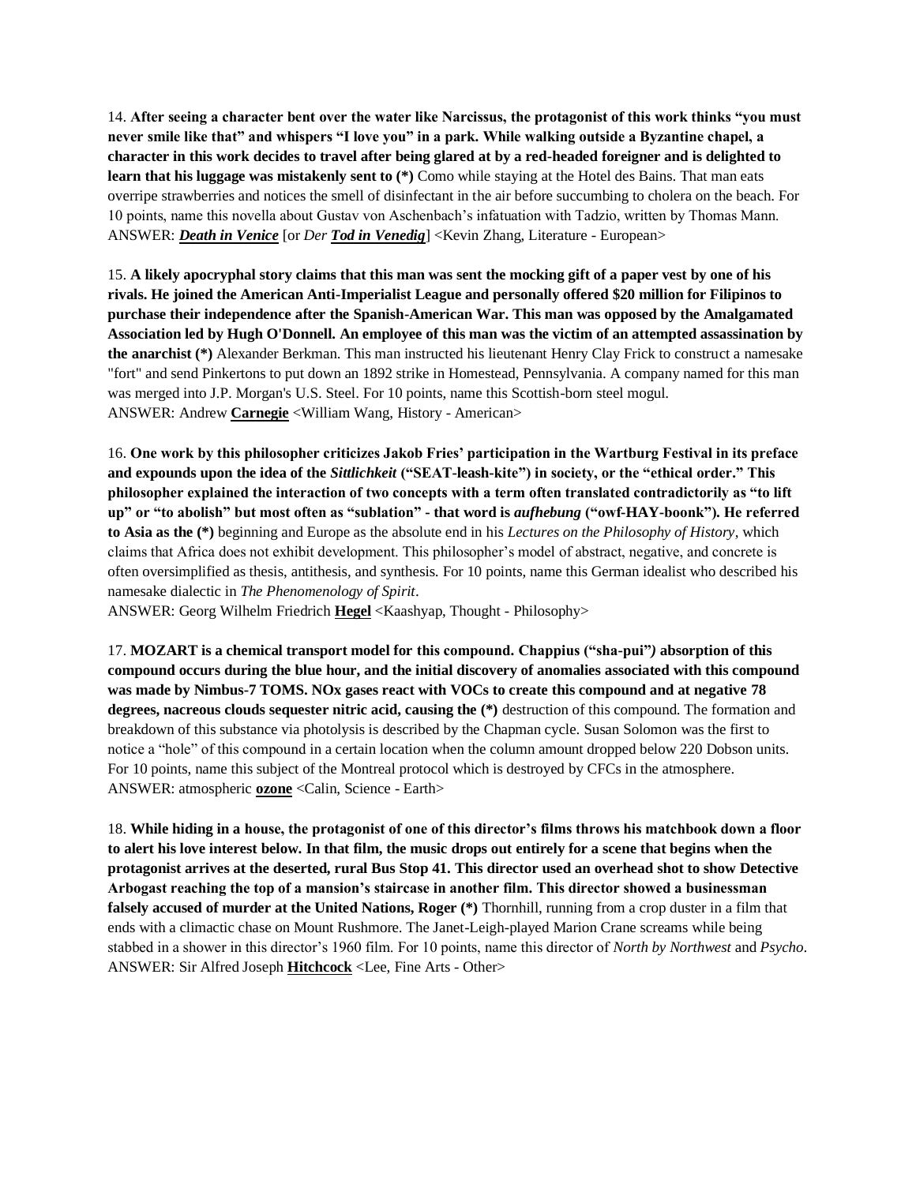14. **After seeing a character bent over the water like Narcissus, the protagonist of this work thinks "you must never smile like that" and whispers "I love you" in a park. While walking outside a Byzantine chapel, a character in this work decides to travel after being glared at by a red-headed foreigner and is delighted to learn that his luggage was mistakenly sent to (*)** Como while staying at the Hotel des Bains. That man eats overripe strawberries and notices the smell of disinfectant in the air before succumbing to cholera on the beach. For 10 points, name this novella about Gustav von Aschenbach's infatuation with Tadzio, written by Thomas Mann.
ANSWER: ***Death in Venice*** [or *Der* ***Tod in Venedig***] <Kevin Zhang, Literature - European>

15. **A likely apocryphal story claims that this man was sent the mocking gift of a paper vest by one of his rivals. He joined the American Anti-Imperialist League and personally offered $20 million for Filipinos to purchase their independence after the Spanish-American War. This man was opposed by the Amalgamated Association led by Hugh O'Donnell. An employee of this man was the victim of an attempted assassination by the anarchist (*)** Alexander Berkman. This man instructed his lieutenant Henry Clay Frick to construct a namesake "fort" and send Pinkertons to put down an 1892 strike in Homestead, Pennsylvania. A company named for this man was merged into J.P. Morgan's U.S. Steel. For 10 points, name this Scottish-born steel mogul.
ANSWER: Andrew **Carnegie** <William Wang, History - American>

16. **One work by this philosopher criticizes Jakob Fries' participation in the Wartburg Festival in its preface and expounds upon the idea of the *Sittlichkeit* ("SEAT-leash-kite") in society, or the "ethical order." This philosopher explained the interaction of two concepts with a term often translated contradictorily as "to lift up" or "to abolish" but most often as "sublation" - that word is *aufhebung* ("owf-HAY-boonk"). He referred to Asia as the (*)** beginning and Europe as the absolute end in his *Lectures on the Philosophy of History*, which claims that Africa does not exhibit development. This philosopher's model of abstract, negative, and concrete is often oversimplified as thesis, antithesis, and synthesis. For 10 points, name this German idealist who described his namesake dialectic in *The Phenomenology of Spirit*.
ANSWER: Georg Wilhelm Friedrich **Hegel** <Kaashyap, Thought - Philosophy>

17. **MOZART is a chemical transport model for this compound. Chappius ("sha-pui") absorption of this compound occurs during the blue hour, and the initial discovery of anomalies associated with this compound was made by Nimbus-7 TOMS. NOx gases react with VOCs to create this compound and at negative 78 degrees, nacreous clouds sequester nitric acid, causing the (*)** destruction of this compound. The formation and breakdown of this substance via photolysis is described by the Chapman cycle. Susan Solomon was the first to notice a "hole" of this compound in a certain location when the column amount dropped below 220 Dobson units. For 10 points, name this subject of the Montreal protocol which is destroyed by CFCs in the atmosphere.
ANSWER: atmospheric **ozone** <Calin, Science - Earth>

18. **While hiding in a house, the protagonist of one of this director's films throws his matchbook down a floor to alert his love interest below. In that film, the music drops out entirely for a scene that begins when the protagonist arrives at the deserted, rural Bus Stop 41. This director used an overhead shot to show Detective Arbogast reaching the top of a mansion's staircase in another film. This director showed a businessman falsely accused of murder at the United Nations, Roger (*)** Thornhill, running from a crop duster in a film that ends with a climactic chase on Mount Rushmore. The Janet-Leigh-played Marion Crane screams while being stabbed in a shower in this director's 1960 film. For 10 points, name this director of *North by Northwest* and *Psycho*.
ANSWER: Sir Alfred Joseph **Hitchcock** <Lee, Fine Arts - Other>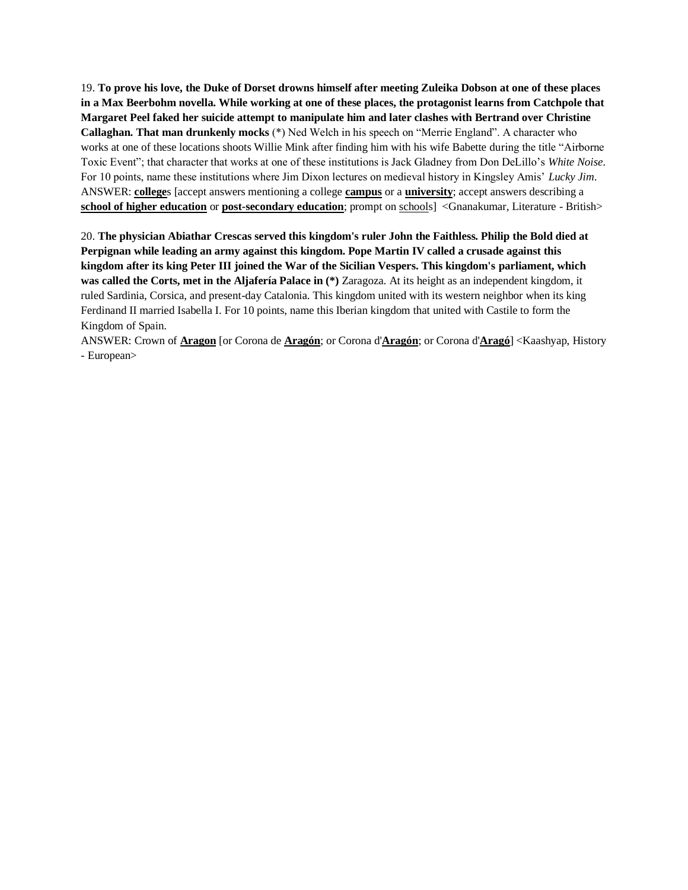19. **To prove his love, the Duke of Dorset drowns himself after meeting Zuleika Dobson at one of these places in a Max Beerbohm novella. While working at one of these places, the protagonist learns from Catchpole that Margaret Peel faked her suicide attempt to manipulate him and later clashes with Bertrand over Christine Callaghan. That man drunkenly mocks** (*) Ned Welch in his speech on "Merrie England". A character who works at one of these locations shoots Willie Mink after finding him with his wife Babette during the title "Airborne Toxic Event"; that character that works at one of these institutions is Jack Gladney from Don DeLillo's *White Noise*. For 10 points, name these institutions where Jim Dixon lectures on medieval history in Kingsley Amis' *Lucky Jim*.
ANSWER: **college**s [accept answers mentioning a college **campus** or a **university**; accept answers describing a **school of higher education** or **post-secondary education**; prompt on schools] <Gnanakumar, Literature - British>

20. **The physician Abiathar Crescas served this kingdom's ruler John the Faithless. Philip the Bold died at Perpignan while leading an army against this kingdom. Pope Martin IV called a crusade against this kingdom after its king Peter III joined the War of the Sicilian Vespers. This kingdom's parliament, which was called the Corts, met in the Aljafería Palace in (*)** Zaragoza. At its height as an independent kingdom, it ruled Sardinia, Corsica, and present-day Catalonia. This kingdom united with its western neighbor when its king Ferdinand II married Isabella I. For 10 points, name this Iberian kingdom that united with Castile to form the Kingdom of Spain.
ANSWER: Crown of **Aragon** [or Corona de **Aragón**; or Corona d'**Aragón**; or Corona d'**Aragó**] <Kaashyap, History - European>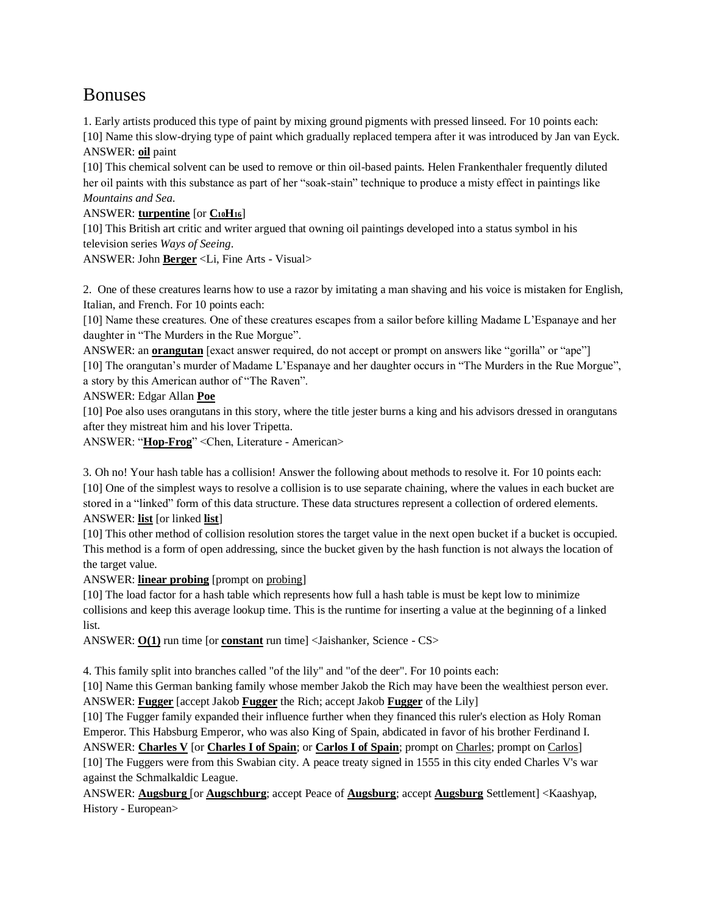# Bonuses

1. Early artists produced this type of paint by mixing ground pigments with pressed linseed. For 10 points each:
[10] Name this slow-drying type of paint which gradually replaced tempera after it was introduced by Jan van Eyck.
ANSWER: **oil** paint
[10] This chemical solvent can be used to remove or thin oil-based paints. Helen Frankenthaler frequently diluted her oil paints with this substance as part of her "soak-stain" technique to produce a misty effect in paintings like *Mountains and Sea*.
ANSWER: **turpentine** [or **$C_{10}H_{16}$**]
[10] This British art critic and writer argued that owning oil paintings developed into a status symbol in his television series *Ways of Seeing*.
ANSWER: John **Berger** <Li, Fine Arts - Visual>

2. One of these creatures learns how to use a razor by imitating a man shaving and his voice is mistaken for English, Italian, and French. For 10 points each:
[10] Name these creatures. One of these creatures escapes from a sailor before killing Madame L'Espanaye and her daughter in "The Murders in the Rue Morgue".
ANSWER: an **orangutan** [exact answer required, do not accept or prompt on answers like "gorilla" or "ape"]
[10] The orangutan's murder of Madame L'Espanaye and her daughter occurs in "The Murders in the Rue Morgue", a story by this American author of "The Raven".
ANSWER: Edgar Allan **Poe**
[10] Poe also uses orangutans in this story, where the title jester burns a king and his advisors dressed in orangutans after they mistreat him and his lover Tripetta.
ANSWER: "**Hop-Frog**" <Chen, Literature - American>

3. Oh no! Your hash table has a collision! Answer the following about methods to resolve it. For 10 points each:
[10] One of the simplest ways to resolve a collision is to use separate chaining, where the values in each bucket are stored in a "linked" form of this data structure. These data structures represent a collection of ordered elements.
ANSWER: **list** [or linked **list**]
[10] This other method of collision resolution stores the target value in the next open bucket if a bucket is occupied. This method is a form of open addressing, since the bucket given by the hash function is not always the location of the target value.
ANSWER: **linear probing** [prompt on probing]
[10] The load factor for a hash table which represents how full a hash table is must be kept low to minimize collisions and keep this average lookup time. This is the runtime for inserting a value at the beginning of a linked list.
ANSWER: **O(1)** run time [or **constant** run time] <Jaishanker, Science - CS>

4. This family split into branches called "of the lily" and "of the deer". For 10 points each:
[10] Name this German banking family whose member Jakob the Rich may have been the wealthiest person ever.
ANSWER: **Fugger** [accept Jakob **Fugger** the Rich; accept Jakob **Fugger** of the Lily]
[10] The Fugger family expanded their influence further when they financed this ruler's election as Holy Roman Emperor. This Habsburg Emperor, who was also King of Spain, abdicated in favor of his brother Ferdinand I.
ANSWER: **Charles V** [or **Charles I of Spain**; or **Carlos I of Spain**; prompt on Charles; prompt on Carlos]
[10] The Fuggers were from this Swabian city. A peace treaty signed in 1555 in this city ended Charles V's war against the Schmalkaldic League.
ANSWER: **Augsburg** [or **Augschburg**; accept Peace of **Augsburg**; accept **Augsburg** Settlement] <Kaashyap, History - European>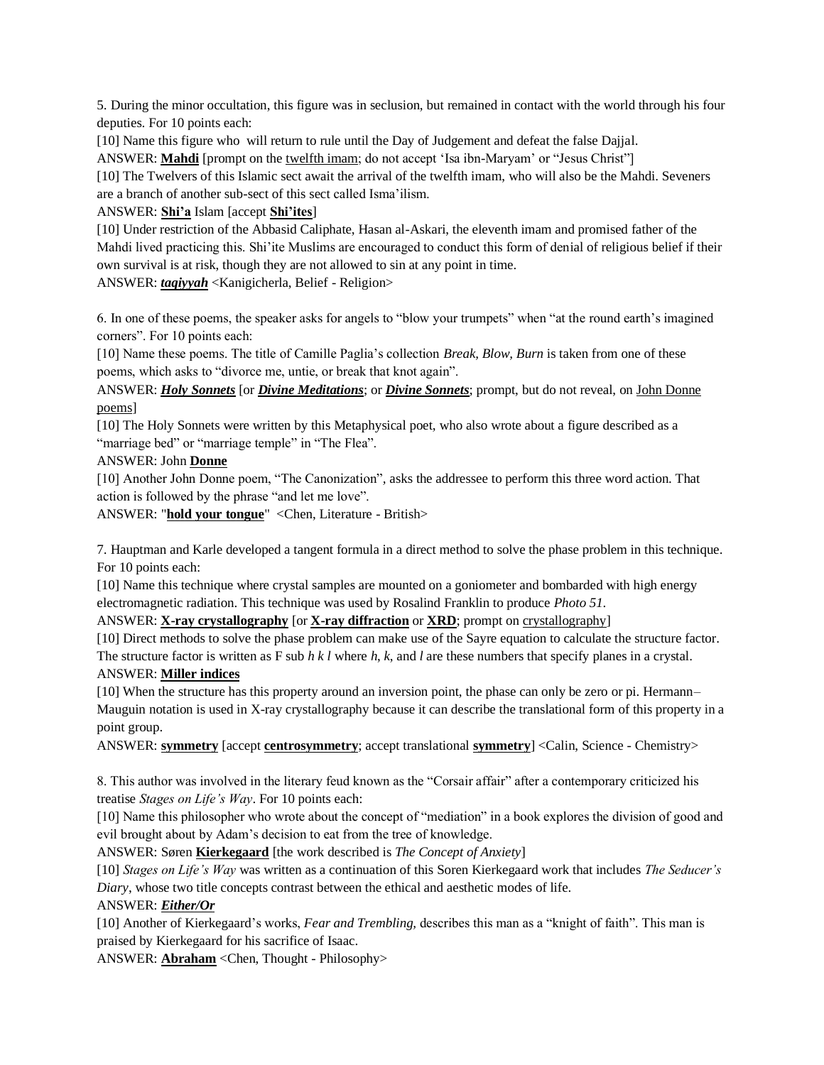5. During the minor occultation, this figure was in seclusion, but remained in contact with the world through his four deputies. For 10 points each:

[10] Name this figure who will return to rule until the Day of Judgement and defeat the false Dajjal.

ANSWER: **Mahdi** [prompt on the twelfth imam; do not accept 'Isa ibn-Maryam' or "Jesus Christ"]

[10] The Twelvers of this Islamic sect await the arrival of the twelfth imam, who will also be the Mahdi. Seveners are a branch of another sub-sect of this sect called Isma'ilism.

ANSWER: **Shi'a** Islam [accept **Shi'ites**]

[10] Under restriction of the Abbasid Caliphate, Hasan al-Askari, the eleventh imam and promised father of the Mahdi lived practicing this. Shi'ite Muslims are encouraged to conduct this form of denial of religious belief if their own survival is at risk, though they are not allowed to sin at any point in time.

ANSWER: ***taqiyyah*** <Kanigicherla, Belief - Religion>

6. In one of these poems, the speaker asks for angels to "blow your trumpets" when "at the round earth's imagined corners". For 10 points each:

[10] Name these poems. The title of Camille Paglia's collection *Break, Blow, Burn* is taken from one of these poems, which asks to "divorce me, untie, or break that knot again".

ANSWER: ***Holy Sonnets*** [or ***Divine Meditations***; or ***Divine Sonnets***; prompt, but do not reveal, on John Donne poems]

[10] The Holy Sonnets were written by this Metaphysical poet, who also wrote about a figure described as a "marriage bed" or "marriage temple" in "The Flea".

ANSWER: John **Donne**

[10] Another John Donne poem, "The Canonization", asks the addressee to perform this three word action. That action is followed by the phrase "and let me love".

ANSWER: "**hold your tongue**" <Chen, Literature - British>

7. Hauptman and Karle developed a tangent formula in a direct method to solve the phase problem in this technique. For 10 points each:

[10] Name this technique where crystal samples are mounted on a goniometer and bombarded with high energy electromagnetic radiation. This technique was used by Rosalind Franklin to produce *Photo 51*.

ANSWER: **X-ray crystallography** [or **X-ray diffraction** or **XRD**; prompt on crystallography]

[10] Direct methods to solve the phase problem can make use of the Sayre equation to calculate the structure factor. The structure factor is written as F sub *h k l* where *h*, *k*, and *l* are these numbers that specify planes in a crystal.

ANSWER: **Miller indices**

[10] When the structure has this property around an inversion point, the phase can only be zero or pi. Hermann–Mauguin notation is used in X-ray crystallography because it can describe the translational form of this property in a point group.

ANSWER: **symmetry** [accept **centrosymmetry**; accept translational **symmetry**] <Calin, Science - Chemistry>

8. This author was involved in the literary feud known as the "Corsair affair" after a contemporary criticized his treatise *Stages on Life's Way*. For 10 points each:

[10] Name this philosopher who wrote about the concept of "mediation" in a book explores the division of good and evil brought about by Adam's decision to eat from the tree of knowledge.

ANSWER: Søren **Kierkegaard** [the work described is *The Concept of Anxiety*]

[10] *Stages on Life's Way* was written as a continuation of this Soren Kierkegaard work that includes *The Seducer's Diary*, whose two title concepts contrast between the ethical and aesthetic modes of life.

ANSWER: ***Either/Or***

[10] Another of Kierkegaard's works, *Fear and Trembling*, describes this man as a "knight of faith". This man is praised by Kierkegaard for his sacrifice of Isaac.

ANSWER: **Abraham** <Chen, Thought - Philosophy>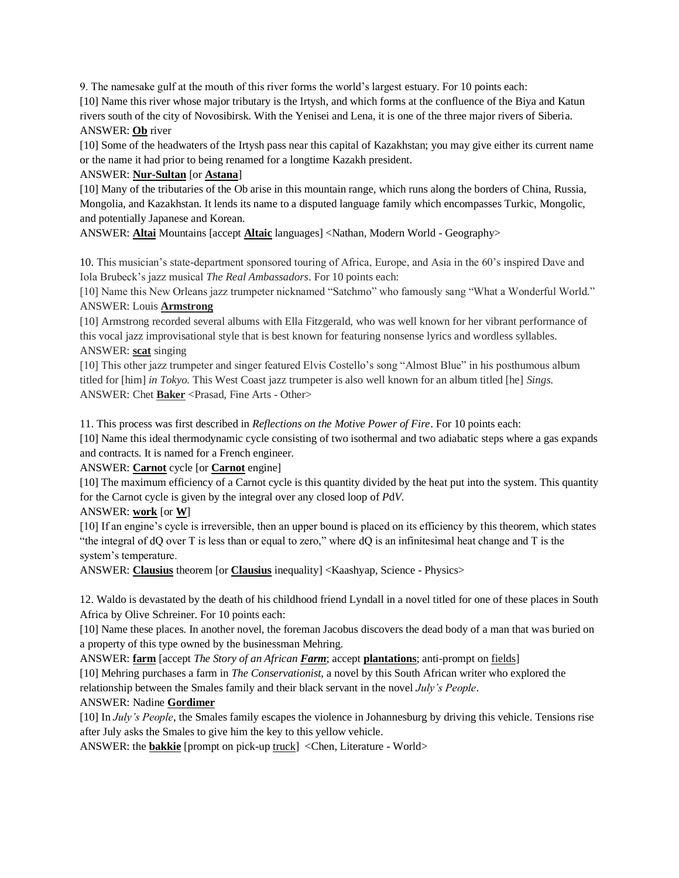9. The namesake gulf at the mouth of this river forms the world's largest estuary. For 10 points each:

[10] Name this river whose major tributary is the Irtysh, and which forms at the confluence of the Biya and Katun rivers south of the city of Novosibirsk. With the Yenisei and Lena, it is one of the three major rivers of Siberia.

ANSWER: **Ob** river

[10] Some of the headwaters of the Irtysh pass near this capital of Kazakhstan; you may give either its current name or the name it had prior to being renamed for a longtime Kazakh president.

ANSWER: **Nur-Sultan** [or **Astana**]

[10] Many of the tributaries of the Ob arise in this mountain range, which runs along the borders of China, Russia, Mongolia, and Kazakhstan. It lends its name to a disputed language family which encompasses Turkic, Mongolic, and potentially Japanese and Korean.

ANSWER: **Altai** Mountains [accept **Altaic** languages] <Nathan, Modern World - Geography>

10. This musician's state-department sponsored touring of Africa, Europe, and Asia in the 60's inspired Dave and Iola Brubeck's jazz musical *The Real Ambassadors*. For 10 points each:

[10] Name this New Orleans jazz trumpeter nicknamed "Satchmo" who famously sang "What a Wonderful World."

ANSWER: Louis **Armstrong**

[10] Armstrong recorded several albums with Ella Fitzgerald, who was well known for her vibrant performance of this vocal jazz improvisational style that is best known for featuring nonsense lyrics and wordless syllables.

ANSWER: **scat** singing

[10] This other jazz trumpeter and singer featured Elvis Costello's song "Almost Blue" in his posthumous album titled for [him] *in Tokyo.* This West Coast jazz trumpeter is also well known for an album titled [he] *Sings.*

ANSWER: Chet **Baker** <Prasad, Fine Arts - Other>

11. This process was first described in *Reflections on the Motive Power of Fire*. For 10 points each:

[10] Name this ideal thermodynamic cycle consisting of two isothermal and two adiabatic steps where a gas expands and contracts. It is named for a French engineer.

ANSWER: **Carnot** cycle [or **Carnot** engine]

[10] The maximum efficiency of a Carnot cycle is this quantity divided by the heat put into the system. This quantity for the Carnot cycle is given by the integral over any closed loop of $PdV$.

ANSWER: **work** [or **W**]

[10] If an engine's cycle is irreversible, then an upper bound is placed on its efficiency by this theorem, which states "the integral of dQ over T is less than or equal to zero," where dQ is an infinitesimal heat change and T is the system's temperature.

ANSWER: **Clausius** theorem [or **Clausius** inequality] <Kaashyap, Science - Physics>

12. Waldo is devastated by the death of his childhood friend Lyndall in a novel titled for one of these places in South Africa by Olive Schreiner. For 10 points each:

[10] Name these places. In another novel, the foreman Jacobus discovers the dead body of a man that was buried on a property of this type owned by the businessman Mehring.

ANSWER: **farm** [accept *The Story of an African **Farm***; accept **plantations**; anti-prompt on fields]

[10] Mehring purchases a farm in *The Conservationist*, a novel by this South African writer who explored the relationship between the Smales family and their black servant in the novel *July's People*.

ANSWER: Nadine **Gordimer**

[10] In *July's People*, the Smales family escapes the violence in Johannesburg by driving this vehicle. Tensions rise after July asks the Smales to give him the key to this yellow vehicle.

ANSWER: the **bakkie** [prompt on pick-up truck] <Chen, Literature - World>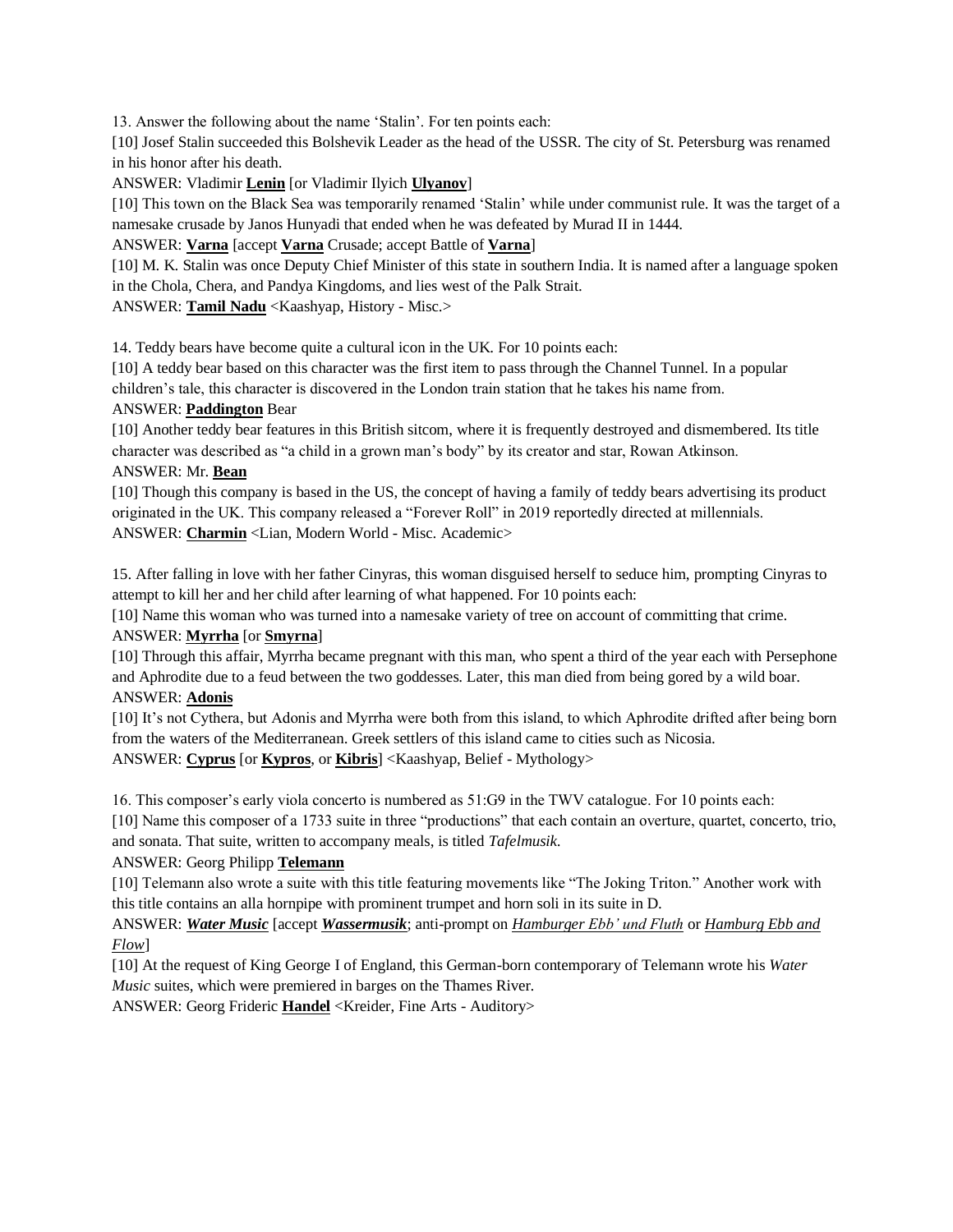13. Answer the following about the name 'Stalin'. For ten points each:

[10] Josef Stalin succeeded this Bolshevik Leader as the head of the USSR. The city of St. Petersburg was renamed in his honor after his death.

ANSWER: Vladimir **Lenin** [or Vladimir Ilyich **Ulyanov**]

[10] This town on the Black Sea was temporarily renamed 'Stalin' while under communist rule. It was the target of a namesake crusade by Janos Hunyadi that ended when he was defeated by Murad II in 1444.

ANSWER: **Varna** [accept **Varna** Crusade; accept Battle of **Varna**]

[10] M. K. Stalin was once Deputy Chief Minister of this state in southern India. It is named after a language spoken in the Chola, Chera, and Pandya Kingdoms, and lies west of the Palk Strait.

ANSWER: **Tamil Nadu** <Kaashyap, History - Misc.>

14. Teddy bears have become quite a cultural icon in the UK. For 10 points each:

[10] A teddy bear based on this character was the first item to pass through the Channel Tunnel. In a popular children's tale, this character is discovered in the London train station that he takes his name from.

ANSWER: **Paddington** Bear

[10] Another teddy bear features in this British sitcom, where it is frequently destroyed and dismembered. Its title character was described as "a child in a grown man's body" by its creator and star, Rowan Atkinson.

ANSWER: Mr. **Bean**

[10] Though this company is based in the US, the concept of having a family of teddy bears advertising its product originated in the UK. This company released a "Forever Roll" in 2019 reportedly directed at millennials.

ANSWER: **Charmin** <Lian, Modern World - Misc. Academic>

15. After falling in love with her father Cinyras, this woman disguised herself to seduce him, prompting Cinyras to attempt to kill her and her child after learning of what happened. For 10 points each:

[10] Name this woman who was turned into a namesake variety of tree on account of committing that crime.

ANSWER: **Myrrha** [or **Smyrna**]

[10] Through this affair, Myrrha became pregnant with this man, who spent a third of the year each with Persephone and Aphrodite due to a feud between the two goddesses. Later, this man died from being gored by a wild boar.

ANSWER: **Adonis**

[10] It's not Cythera, but Adonis and Myrrha were both from this island, to which Aphrodite drifted after being born from the waters of the Mediterranean. Greek settlers of this island came to cities such as Nicosia.

ANSWER: **Cyprus** [or **Kypros**, or **Kibris**] <Kaashyap, Belief - Mythology>

16. This composer's early viola concerto is numbered as 51:G9 in the TWV catalogue. For 10 points each:

[10] Name this composer of a 1733 suite in three "productions" that each contain an overture, quartet, concerto, trio, and sonata. That suite, written to accompany meals, is titled *Tafelmusik*.

ANSWER: Georg Philipp **Telemann**

[10] Telemann also wrote a suite with this title featuring movements like "The Joking Triton." Another work with this title contains an alla hornpipe with prominent trumpet and horn soli in its suite in D.

ANSWER: ***Water Music*** [accept ***Wassermusik***; anti-prompt on *Hamburger Ebb' und Fluth* or *Hamburg Ebb and Flow*]

[10] At the request of King George I of England, this German-born contemporary of Telemann wrote his *Water Music* suites, which were premiered in barges on the Thames River.

ANSWER: Georg Frideric **Handel** <Kreider, Fine Arts - Auditory>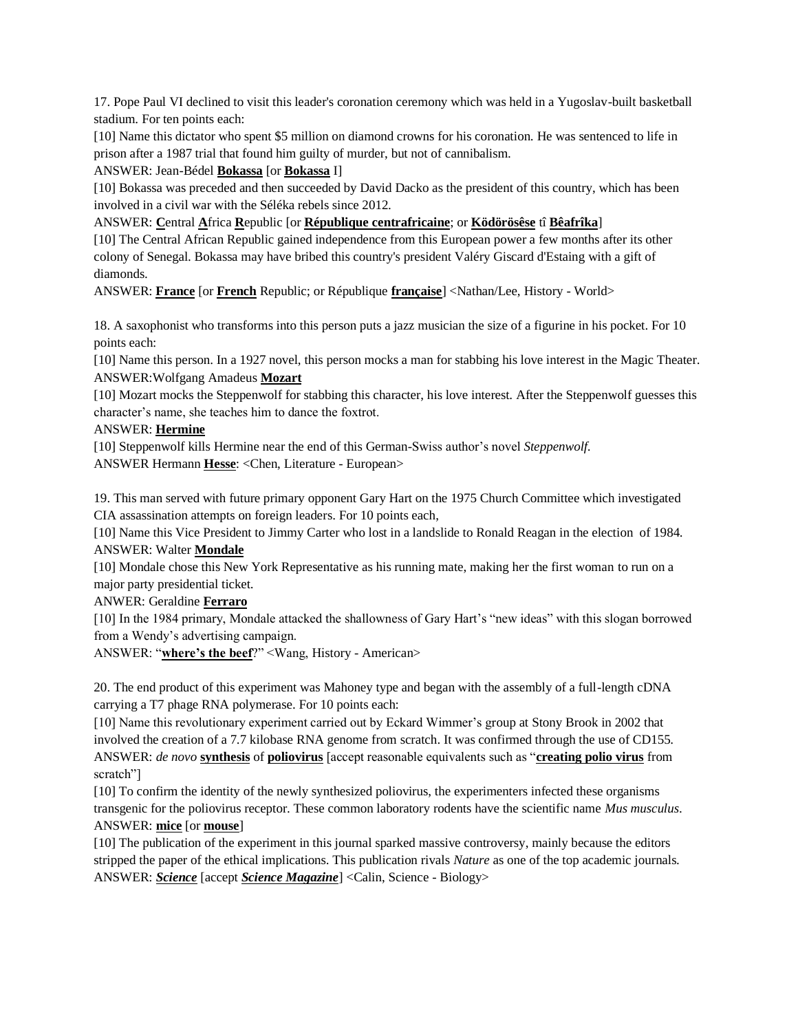17. Pope Paul VI declined to visit this leader's coronation ceremony which was held in a Yugoslav-built basketball stadium. For ten points each:

[10] Name this dictator who spent $5 million on diamond crowns for his coronation. He was sentenced to life in prison after a 1987 trial that found him guilty of murder, but not of cannibalism.

ANSWER: Jean-Bédel **Bokassa** [or **Bokassa** I]

[10] Bokassa was preceded and then succeeded by David Dacko as the president of this country, which has been involved in a civil war with the Séléka rebels since 2012.

ANSWER: **C**entral **A**frica **R**epublic [or **République centrafricaine**; or **Ködörösêse** tî **Bêafrîka**]

[10] The Central African Republic gained independence from this European power a few months after its other colony of Senegal. Bokassa may have bribed this country's president Valéry Giscard d'Estaing with a gift of diamonds.

ANSWER: **France** [or **French** Republic; or République **française**] <Nathan/Lee, History - World>

18. A saxophonist who transforms into this person puts a jazz musician the size of a figurine in his pocket. For 10 points each:

[10] Name this person. In a 1927 novel, this person mocks a man for stabbing his love interest in the Magic Theater.

ANSWER:Wolfgang Amadeus **Mozart**

[10] Mozart mocks the Steppenwolf for stabbing this character, his love interest. After the Steppenwolf guesses this character's name, she teaches him to dance the foxtrot.

ANSWER: **Hermine**

[10] Steppenwolf kills Hermine near the end of this German-Swiss author's novel *Steppenwolf*.

ANSWER Hermann **Hesse**: <Chen, Literature - European>

19. This man served with future primary opponent Gary Hart on the 1975 Church Committee which investigated CIA assassination attempts on foreign leaders. For 10 points each,

[10] Name this Vice President to Jimmy Carter who lost in a landslide to Ronald Reagan in the election of 1984.

ANSWER: Walter **Mondale**

[10] Mondale chose this New York Representative as his running mate, making her the first woman to run on a major party presidential ticket.

ANWER: Geraldine **Ferraro**

[10] In the 1984 primary, Mondale attacked the shallowness of Gary Hart's "new ideas" with this slogan borrowed from a Wendy's advertising campaign.

ANSWER: "**where's the beef**?" <Wang, History - American>

20. The end product of this experiment was Mahoney type and began with the assembly of a full-length cDNA carrying a T7 phage RNA polymerase. For 10 points each:

[10] Name this revolutionary experiment carried out by Eckard Wimmer's group at Stony Brook in 2002 that involved the creation of a 7.7 kilobase RNA genome from scratch. It was confirmed through the use of CD155.

ANSWER: *de novo* **synthesis** of **poliovirus** [accept reasonable equivalents such as "**creating polio virus** from scratch"]

[10] To confirm the identity of the newly synthesized poliovirus, the experimenters infected these organisms transgenic for the poliovirus receptor. These common laboratory rodents have the scientific name *Mus musculus*.

ANSWER: **mice** [or **mouse**]

[10] The publication of the experiment in this journal sparked massive controversy, mainly because the editors stripped the paper of the ethical implications. This publication rivals *Nature* as one of the top academic journals.

ANSWER: ***Science*** [accept ***Science Magazine***] <Calin, Science - Biology>